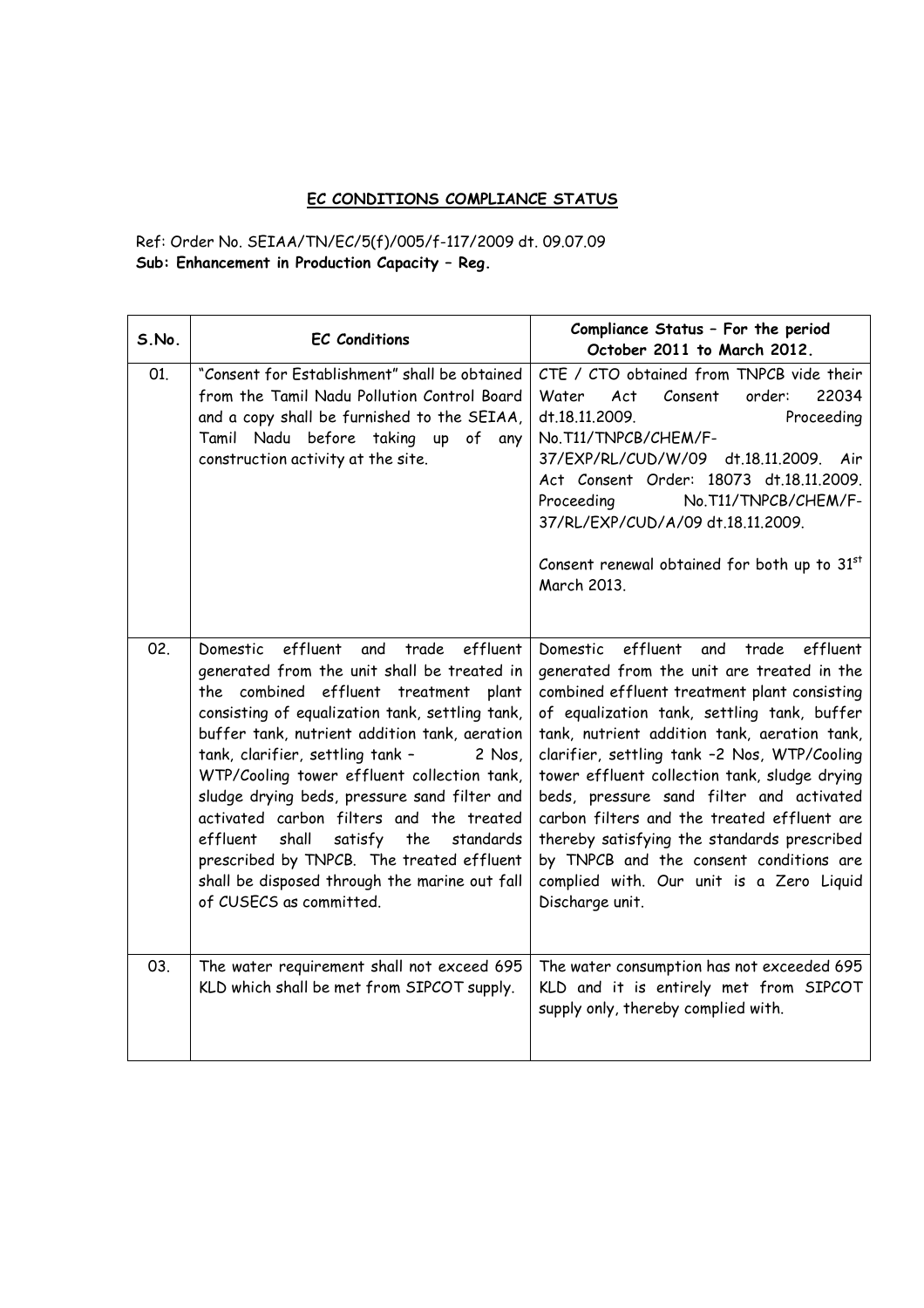**EC CONDITIONS COMPLIANCE STATUS**

Ref: Order No. SEIAA/TN/EC/5(f)/005/f-117/2009 dt. 09.07.09
**Sub: Enhancement in Production Capacity – Reg.**

| S.No. | EC Conditions | Compliance Status – For the period October 2011 to March 2012. |
|---|---|---|
| 01. | "Consent for Establishment" shall be obtained from the Tamil Nadu Pollution Control Board and a copy shall be furnished to the SEIAA, Tamil Nadu before taking up of any construction activity at the site. | CTE / CTO obtained from TNPCB vide their Water Act Consent order: 22034 dt.18.11.2009. Proceeding No.T11/TNPCB/CHEM/F-37/EXP/RL/CUD/W/09 dt.18.11.2009. Air Act Consent Order: 18073 dt.18.11.2009. Proceeding No.T11/TNPCB/CHEM/F-37/RL/EXP/CUD/A/09 dt.18.11.2009.<br><br>Consent renewal obtained for both up to 31st March 2013. |
| 02. | Domestic effluent and trade effluent generated from the unit shall be treated in the combined effluent treatment plant consisting of equalization tank, settling tank, buffer tank, nutrient addition tank, aeration tank, clarifier, settling tank – 2 Nos, WTP/Cooling tower effluent collection tank, sludge drying beds, pressure sand filter and activated carbon filters and the treated effluent shall satisfy the standards prescribed by TNPCB. The treated effluent shall be disposed through the marine out fall of CUSECS as committed. | Domestic effluent and trade effluent generated from the unit are treated in the combined effluent treatment plant consisting of equalization tank, settling tank, buffer tank, nutrient addition tank, aeration tank, clarifier, settling tank –2 Nos, WTP/Cooling tower effluent collection tank, sludge drying beds, pressure sand filter and activated carbon filters and the treated effluent are thereby satisfying the standards prescribed by TNPCB and the consent conditions are complied with. Our unit is a Zero Liquid Discharge unit. |
| 03. | The water requirement shall not exceed 695 KLD which shall be met from SIPCOT supply. | The water consumption has not exceeded 695 KLD and it is entirely met from SIPCOT supply only, thereby complied with. |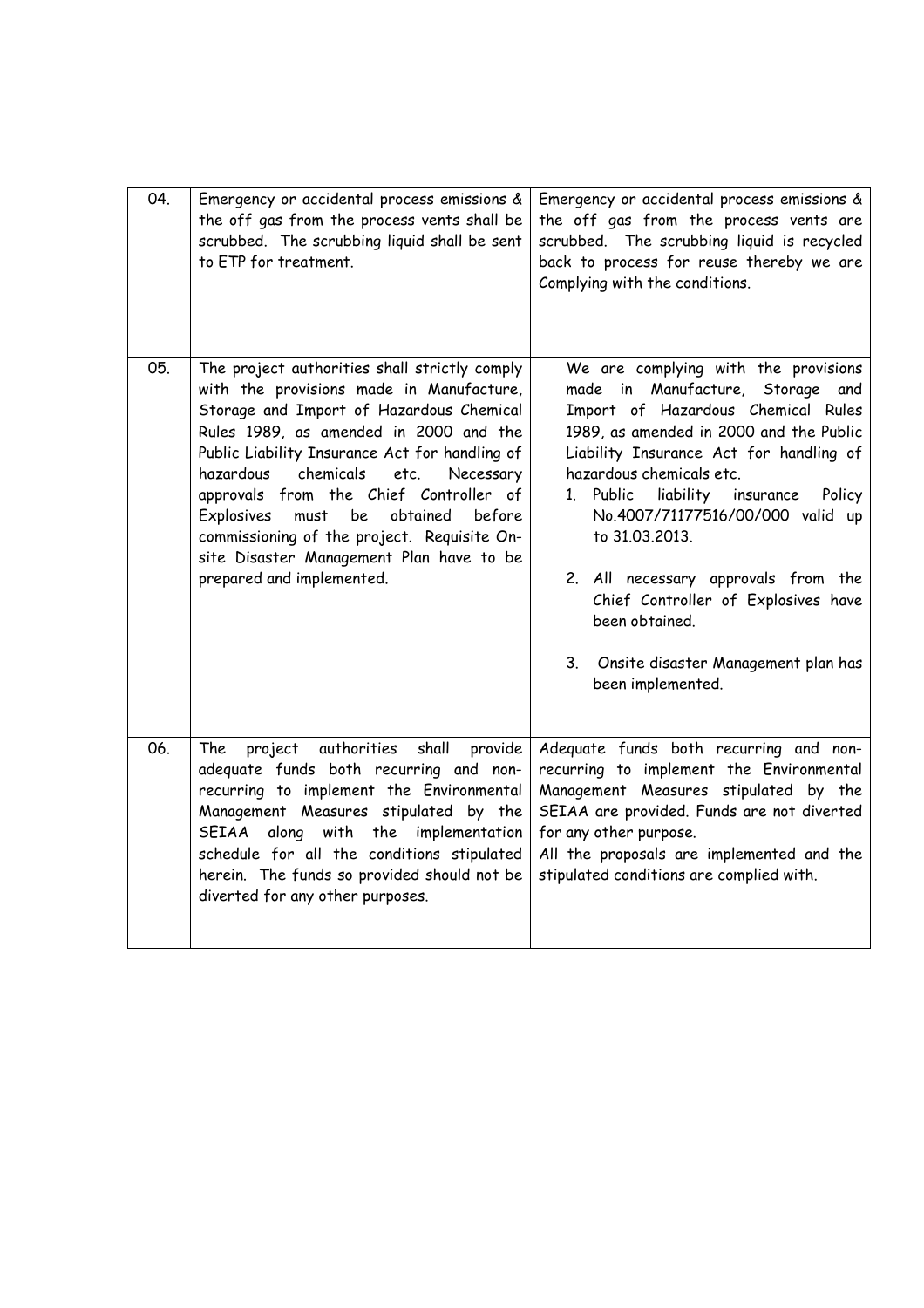| 04. | Emergency or accidental process emissions & the off gas from the process vents shall be scrubbed. The scrubbing liquid shall be sent to ETP for treatment. | Emergency or accidental process emissions & the off gas from the process vents are scrubbed. The scrubbing liquid is recycled back to process for reuse thereby we are Complying with the conditions. |
|---|---|---|
| 05. | The project authorities shall strictly comply with the provisions made in Manufacture, Storage and Import of Hazardous Chemical Rules 1989, as amended in 2000 and the Public Liability Insurance Act for handling of hazardous chemicals etc. Necessary approvals from the Chief Controller of Explosives must be obtained before commissioning of the project. Requisite On-site Disaster Management Plan have to be prepared and implemented. | We are complying with the provisions made in Manufacture, Storage and Import of Hazardous Chemical Rules 1989, as amended in 2000 and the Public Liability Insurance Act for handling of hazardous chemicals etc.<br>1. Public liability insurance Policy No.4007/71177516/00/000 valid up to 31.03.2013.<br>2. All necessary approvals from the Chief Controller of Explosives have been obtained.<br>3. Onsite disaster Management plan has been implemented. |
| 06. | The project authorities shall provide adequate funds both recurring and non-recurring to implement the Environmental Management Measures stipulated by the SEIAA along with the implementation schedule for all the conditions stipulated herein. The funds so provided should not be diverted for any other purposes. | Adequate funds both recurring and non-recurring to implement the Environmental Management Measures stipulated by the SEIAA are provided. Funds are not diverted for any other purpose.<br>All the proposals are implemented and the stipulated conditions are complied with. |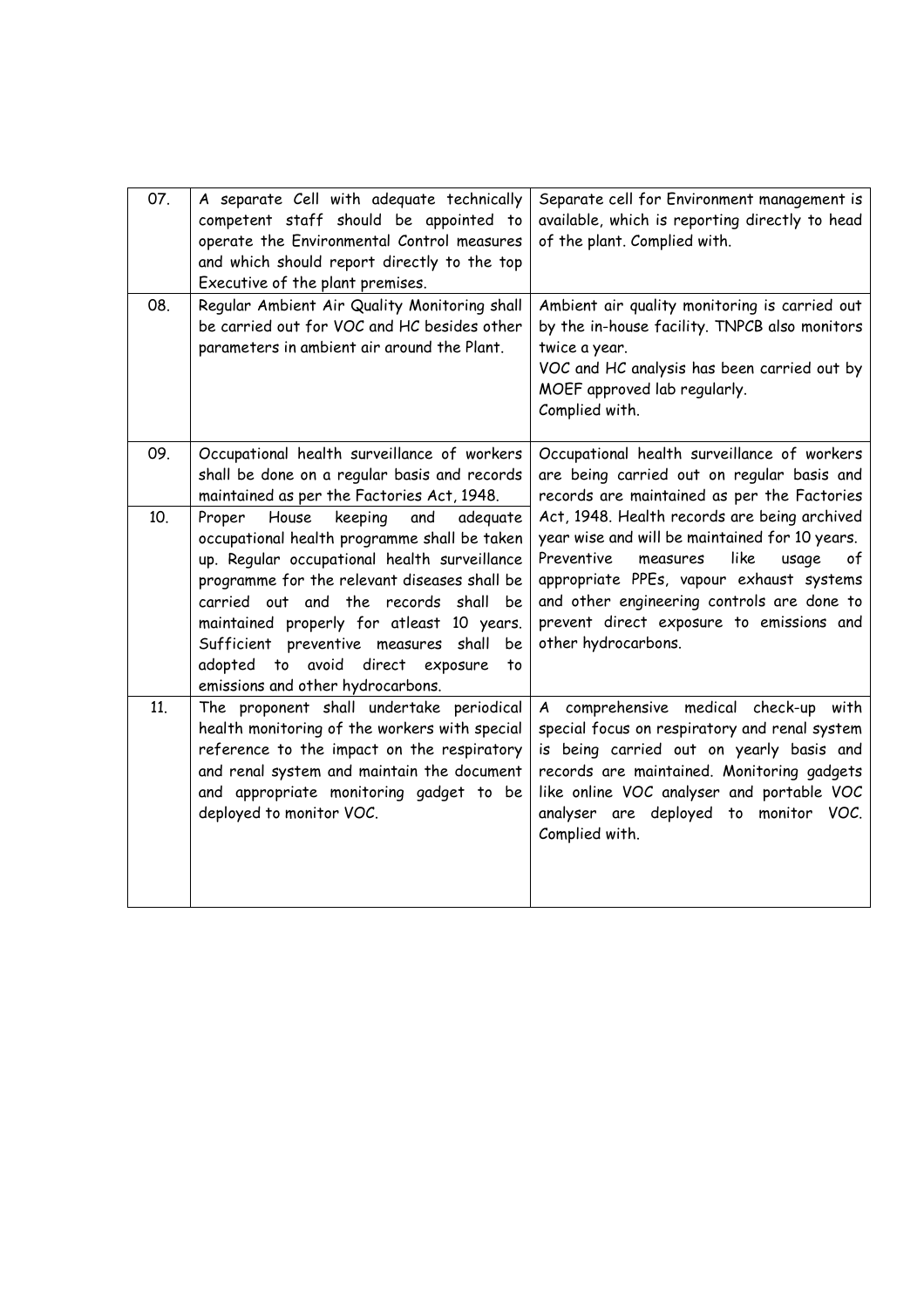| | | |
|---|---|---|
| 07. | A separate Cell with adequate technically competent staff should be appointed to operate the Environmental Control measures and which should report directly to the top Executive of the plant premises. | Separate cell for Environment management is available, which is reporting directly to head of the plant. Complied with. |
| 08. | Regular Ambient Air Quality Monitoring shall be carried out for VOC and HC besides other parameters in ambient air around the Plant. | Ambient air quality monitoring is carried out by the in-house facility. TNPCB also monitors twice a year.<br>VOC and HC analysis has been carried out by MOEF approved lab regularly.<br>Complied with. |
| 09. | Occupational health surveillance of workers shall be done on a regular basis and records maintained as per the Factories Act, 1948. | Occupational health surveillance of workers are being carried out on regular basis and records are maintained as per the Factories Act, 1948. Health records are being archived year wise and will be maintained for 10 years. Preventive measures like usage of appropriate PPEs, vapour exhaust systems and other engineering controls are done to prevent direct exposure to emissions and other hydrocarbons. |
| 10. | Proper House keeping and adequate occupational health programme shall be taken up. Regular occupational health surveillance programme for the relevant diseases shall be carried out and the records shall be maintained properly for atleast 10 years. Sufficient preventive measures shall be adopted to avoid direct exposure to emissions and other hydrocarbons. | |
| 11. | The proponent shall undertake periodical health monitoring of the workers with special reference to the impact on the respiratory and renal system and maintain the document and appropriate monitoring gadget to be deployed to monitor VOC. | A comprehensive medical check-up with special focus on respiratory and renal system is being carried out on yearly basis and records are maintained. Monitoring gadgets like online VOC analyser and portable VOC analyser are deployed to monitor VOC. Complied with. |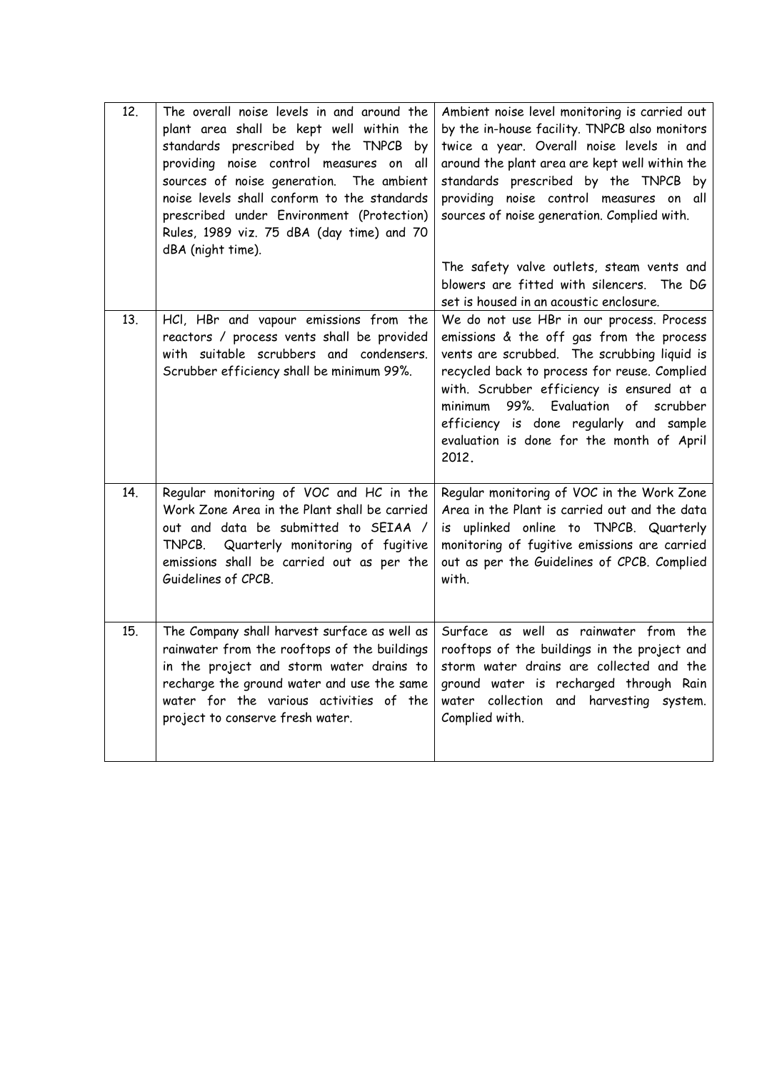| | | |
|---|---|---|
| 12. | The overall noise levels in and around the plant area shall be kept well within the standards prescribed by the TNPCB by providing noise control measures on all sources of noise generation. The ambient noise levels shall conform to the standards prescribed under Environment (Protection) Rules, 1989 viz. 75 dBA (day time) and 70 dBA (night time). | Ambient noise level monitoring is carried out by the in-house facility. TNPCB also monitors twice a year. Overall noise levels in and around the plant area are kept well within the standards prescribed by the TNPCB by providing noise control measures on all sources of noise generation. Complied with.<br><br>The safety valve outlets, steam vents and blowers are fitted with silencers. The DG set is housed in an acoustic enclosure. |
| 13. | HCl, HBr and vapour emissions from the reactors / process vents shall be provided with suitable scrubbers and condensers. Scrubber efficiency shall be minimum 99%. | We do not use HBr in our process. Process emissions & the off gas from the process vents are scrubbed. The scrubbing liquid is recycled back to process for reuse. Complied with. Scrubber efficiency is ensured at a minimum 99%. Evaluation of scrubber efficiency is done regularly and sample evaluation is done for the month of April 2012. |
| 14. | Regular monitoring of VOC and HC in the Work Zone Area in the Plant shall be carried out and data be submitted to SEIAA / TNPCB. Quarterly monitoring of fugitive emissions shall be carried out as per the Guidelines of CPCB. | Regular monitoring of VOC in the Work Zone Area in the Plant is carried out and the data is uplinked online to TNPCB. Quarterly monitoring of fugitive emissions are carried out as per the Guidelines of CPCB. Complied with. |
| 15. | The Company shall harvest surface as well as rainwater from the rooftops of the buildings in the project and storm water drains to recharge the ground water and use the same water for the various activities of the project to conserve fresh water. | Surface as well as rainwater from the rooftops of the buildings in the project and storm water drains are collected and the ground water is recharged through Rain water collection and harvesting system. Complied with. |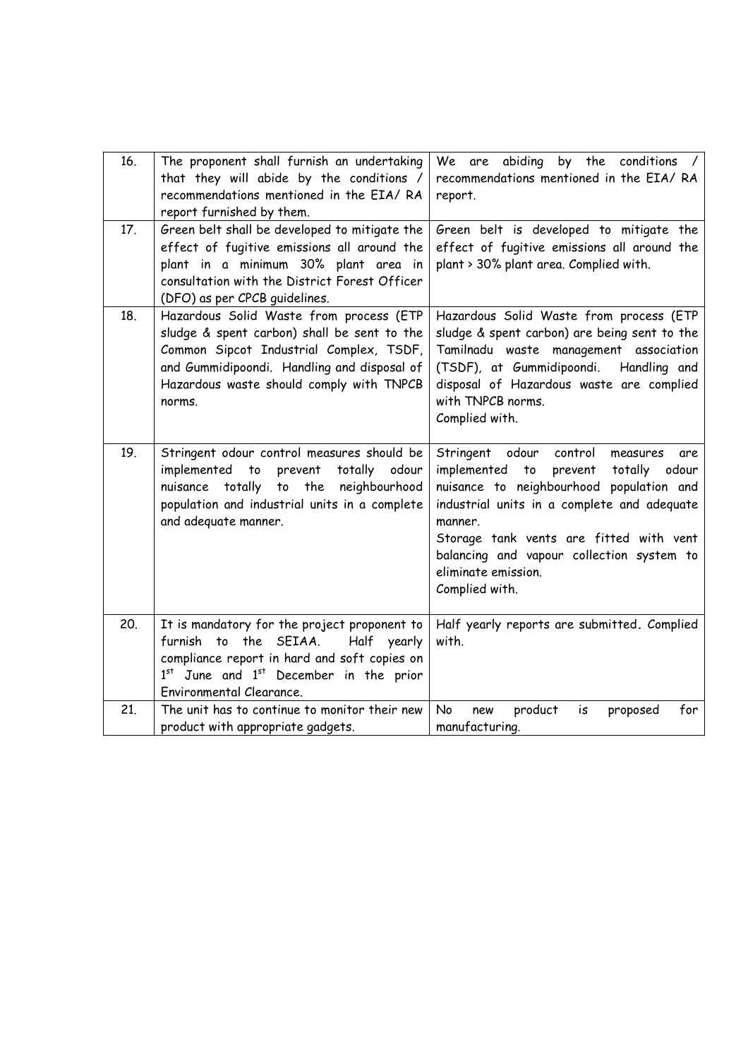| 16. | The proponent shall furnish an undertaking that they will abide by the conditions / recommendations mentioned in the EIA/ RA report furnished by them. | We are abiding by the conditions / recommendations mentioned in the EIA/ RA report. |
|---|---|---|
| 17. | Green belt shall be developed to mitigate the effect of fugitive emissions all around the plant in a minimum 30% plant area in consultation with the District Forest Officer (DFO) as per CPCB guidelines. | Green belt is developed to mitigate the effect of fugitive emissions all around the plant > 30% plant area. Complied with. |
| 18. | Hazardous Solid Waste from process (ETP sludge & spent carbon) shall be sent to the Common Sipcot Industrial Complex, TSDF, and Gummidipoondi. Handling and disposal of Hazardous waste should comply with TNPCB norms. | Hazardous Solid Waste from process (ETP sludge & spent carbon) are being sent to the Tamilnadu waste management association (TSDF), at Gummidipoondi. Handling and disposal of Hazardous waste are complied with TNPCB norms.<br>Complied with. |
| 19. | Stringent odour control measures should be implemented to prevent totally odour nuisance totally to the neighbourhood population and industrial units in a complete and adequate manner. | Stringent odour control measures are implemented to prevent totally odour nuisance to neighbourhood population and industrial units in a complete and adequate manner.<br>Storage tank vents are fitted with vent balancing and vapour collection system to eliminate emission.<br>Complied with. |
| 20. | It is mandatory for the project proponent to furnish to the SEIAA. Half yearly compliance report in hard and soft copies on 1st June and 1st December in the prior Environmental Clearance. | Half yearly reports are submitted. Complied with. |
| 21. | The unit has to continue to monitor their new product with appropriate gadgets. | No new product is proposed for manufacturing. |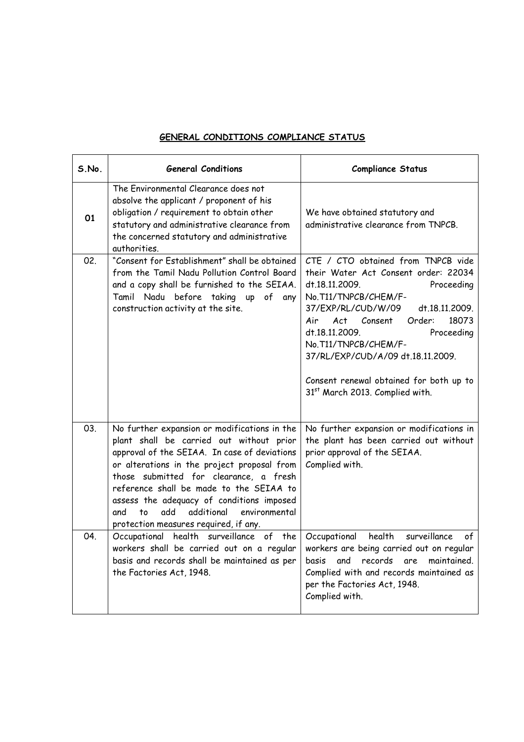## GENERAL CONDITIONS COMPLIANCE STATUS

| S.No. | General Conditions | Compliance Status |
|---|---|---|
| 01 | The Environmental Clearance does not absolve the applicant / proponent of his obligation / requirement to obtain other statutory and administrative clearance from the concerned statutory and administrative authorities. | We have obtained statutory and administrative clearance from TNPCB. |
| 02. | "Consent for Establishment" shall be obtained from the Tamil Nadu Pollution Control Board and a copy shall be furnished to the SEIAA. Tamil Nadu before taking up of any construction activity at the site. | CTE / CTO obtained from TNPCB vide their Water Act Consent order: 22034 dt.18.11.2009. Proceeding No.T11/TNPCB/CHEM/F-37/EXP/RL/CUD/W/09 dt.18.11.2009. Air Act Consent Order: 18073 dt.18.11.2009. Proceeding No.T11/TNPCB/CHEM/F-37/RL/EXP/CUD/A/09 dt.18.11.2009.<br><br>Consent renewal obtained for both up to 31st March 2013. Complied with. |
| 03. | No further expansion or modifications in the plant shall be carried out without prior approval of the SEIAA. In case of deviations or alterations in the project proposal from those submitted for clearance, a fresh reference shall be made to the SEIAA to assess the adequacy of conditions imposed and to add additional environmental protection measures required, if any. | No further expansion or modifications in the plant has been carried out without prior approval of the SEIAA.<br>Complied with. |
| 04. | Occupational health surveillance of the workers shall be carried out on a regular basis and records shall be maintained as per the Factories Act, 1948. | Occupational health surveillance of workers are being carried out on regular basis and records are maintained. Complied with and records maintained as per the Factories Act, 1948.<br>Complied with. |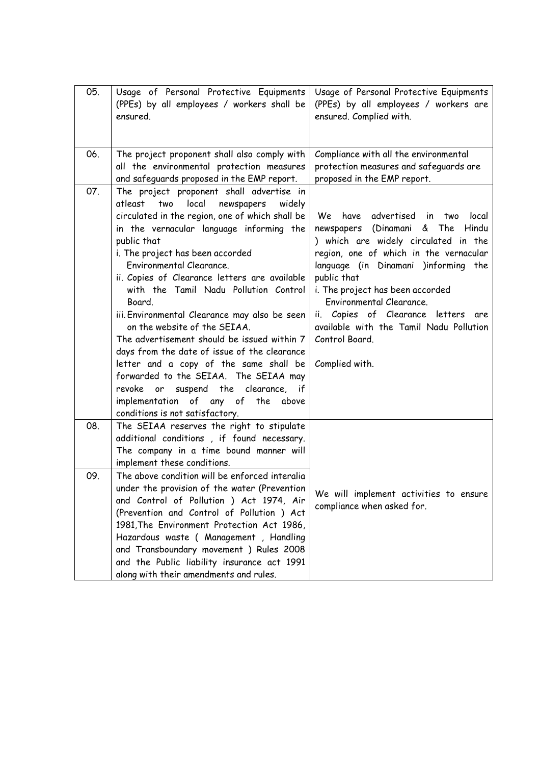| | | |
|---|---|---|
| 05. | Usage of Personal Protective Equipments (PPEs) by all employees / workers shall be ensured. | Usage of Personal Protective Equipments (PPEs) by all employees / workers are ensured. Complied with. |
| 06. | The project proponent shall also comply with all the environmental protection measures and safeguards proposed in the EMP report. | Compliance with all the environmental protection measures and safeguards are proposed in the EMP report. |
| 07. | The project proponent shall advertise in atleast two local newspapers widely circulated in the region, one of which shall be in the vernacular language informing the public that<br>i. The project has been accorded Environmental Clearance.<br>ii. Copies of Clearance letters are available with the Tamil Nadu Pollution Control Board.<br>iii. Environmental Clearance may also be seen on the website of the SEIAA.<br>The advertisement should be issued within 7 days from the date of issue of the clearance letter and a copy of the same shall be forwarded to the SEIAA. The SEIAA may revoke or suspend the clearance, if implementation of any of the above conditions is not satisfactory. | We have advertised in two local newspapers (Dinamani & The Hindu ) which are widely circulated in the region, one of which in the vernacular language (in Dinamani )informing the public that<br>i. The project has been accorded Environmental Clearance.<br>ii. Copies of Clearance letters are available with the Tamil Nadu Pollution Control Board.<br><br>Complied with. |
| 08. | The SEIAA reserves the right to stipulate additional conditions , if found necessary. The company in a time bound manner will implement these conditions. | We will implement activities to ensure compliance when asked for. |
| 09. | The above condition will be enforced interalia under the provision of the water (Prevention and Control of Pollution ) Act 1974, Air (Prevention and Control of Pollution ) Act 1981,The Environment Protection Act 1986, Hazardous waste ( Management , Handling and Transboundary movement ) Rules 2008 and the Public liability insurance act 1991 along with their amendments and rules. | |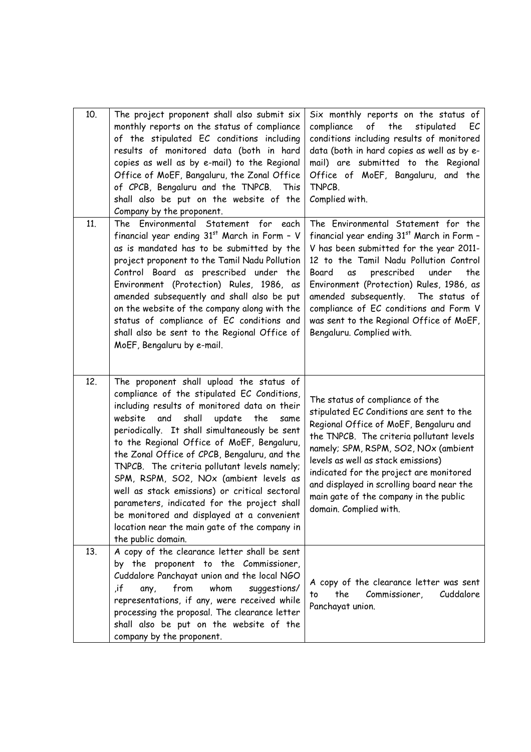| | | |
|---|---|---|
| 10. | The project proponent shall also submit six monthly reports on the status of compliance of the stipulated EC conditions including results of monitored data (both in hard copies as well as by e-mail) to the Regional Office of MoEF, Bangaluru, the Zonal Office of CPCB, Bengaluru and the TNPCB. This shall also be put on the website of the Company by the proponent. | Six monthly reports on the status of compliance of the stipulated EC conditions including results of monitored data (both in hard copies as well as by e-mail) are submitted to the Regional Office of MoEF, Bangaluru, and the TNPCB.<br>Complied with. |
| 11. | The Environmental Statement for each financial year ending 31st March in Form – V as is mandated has to be submitted by the project proponent to the Tamil Nadu Pollution Control Board as prescribed under the Environment (Protection) Rules, 1986, as amended subsequently and shall also be put on the website of the company along with the status of compliance of EC conditions and shall also be sent to the Regional Office of MoEF, Bengaluru by e-mail. | The Environmental Statement for the financial year ending 31st March in Form – V has been submitted for the year 2011-12 to the Tamil Nadu Pollution Control Board as prescribed under the Environment (Protection) Rules, 1986, as amended subsequently. The status of compliance of EC conditions and Form V was sent to the Regional Office of MoEF, Bengaluru. Complied with. |
| 12. | The proponent shall upload the status of compliance of the stipulated EC Conditions, including results of monitored data on their website and shall update the same periodically. It shall simultaneously be sent to the Regional Office of MoEF, Bengaluru, the Zonal Office of CPCB, Bengaluru, and the TNPCB. The criteria pollutant levels namely; SPM, RSPM, SO2, NOx (ambient levels as well as stack emissions) or critical sectoral parameters, indicated for the project shall be monitored and displayed at a convenient location near the main gate of the company in the public domain. | The status of compliance of the stipulated EC Conditions are sent to the Regional Office of MoEF, Bengaluru and the TNPCB. The criteria pollutant levels namely; SPM, RSPM, SO2, NOx (ambient levels as well as stack emissions) indicated for the project are monitored and displayed in scrolling board near the main gate of the company in the public domain. Complied with. |
| 13. | A copy of the clearance letter shall be sent by the proponent to the Commissioner, Cuddalore Panchayat union and the local NGO ,if any, from whom suggestions/ representations, if any, were received while processing the proposal. The clearance letter shall also be put on the website of the company by the proponent. | A copy of the clearance letter was sent to the Commissioner, Cuddalore Panchayat union. |